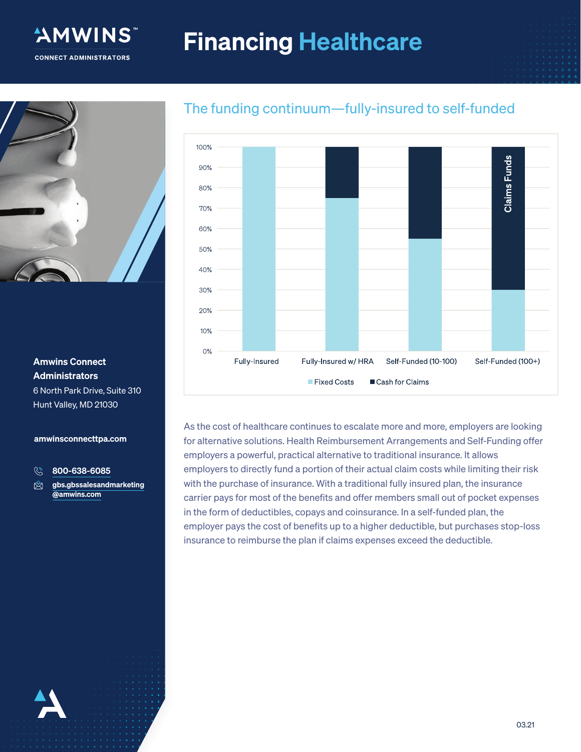AMWINS™
CONNECT ADMINISTRATORS

# Financing Healthcare

## The funding continuum—fully-insured to self-funded

| | Fixed Costs | Cash for Claims |
|---|---|---|
| Fully-Insured | 100% | 0% |
| Fully-Insured w/ HRA | 75% | 25% |
| Self-Funded (10-100) | 55% | 45% |
| Self-Funded (100+) | 30% | 70% |

Claims Funds

As the cost of healthcare continues to escalate more and more, employers are looking for alternative solutions. Health Reimbursement Arrangements and Self-Funding offer employers a powerful, practical alternative to traditional insurance. It allows employers to directly fund a portion of their actual claim costs while limiting their risk with the purchase of insurance. With a traditional fully insured plan, the insurance carrier pays for most of the benefits and offer members small out of pocket expenses in the form of deductibles, copays and coinsurance. In a self-funded plan, the employer pays the cost of benefits up to a higher deductible, but purchases stop-loss insurance to reimburse the plan if claims expenses exceed the deductible.

**Amwins Connect Administrators**
6 North Park Drive, Suite 310
Hunt Valley, MD 21030

**amwinsconnecttpa.com**

**800-638-6085**

**gbs.gbssalesandmarketing@amwins.com**

03.21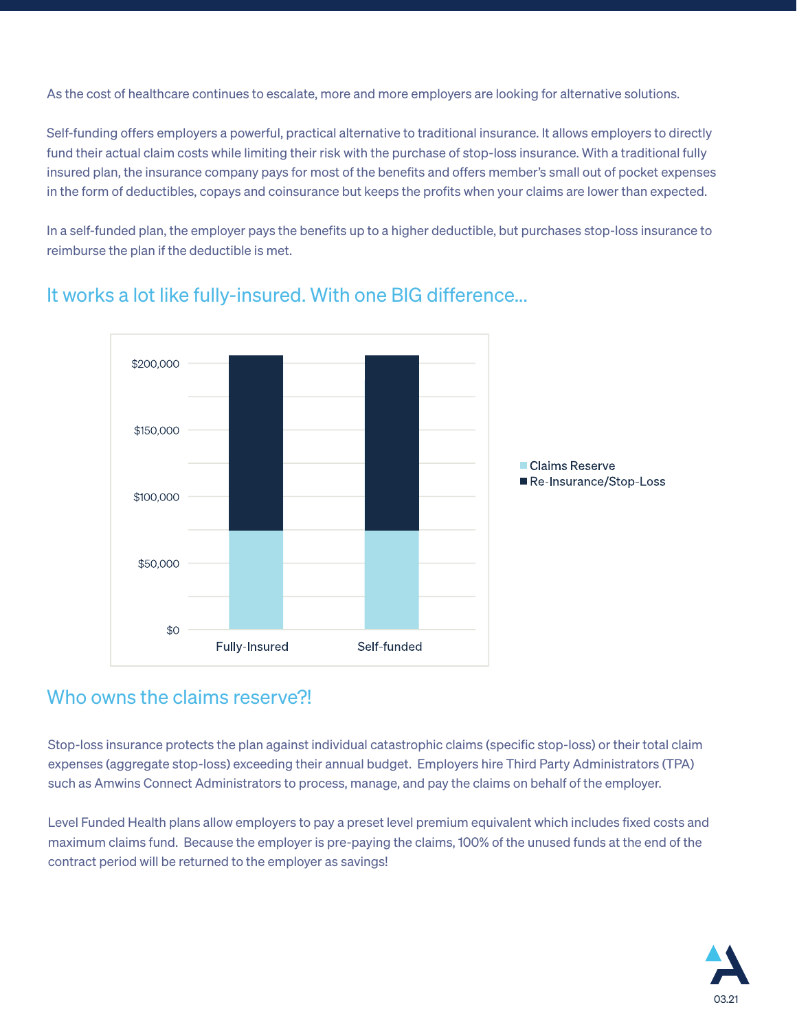As the cost of healthcare continues to escalate, more and more employers are looking for alternative solutions.

Self-funding offers employers a powerful, practical alternative to traditional insurance. It allows employers to directly fund their actual claim costs while limiting their risk with the purchase of stop-loss insurance. With a traditional fully insured plan, the insurance company pays for most of the benefits and offers member's small out of pocket expenses in the form of deductibles, copays and coinsurance but keeps the profits when your claims are lower than expected.

In a self-funded plan, the employer pays the benefits up to a higher deductible, but purchases stop-loss insurance to reimburse the plan if the deductible is met.

## It works a lot like fully-insured. With one BIG difference...

$200,000
$150,000
$100,000
$50,000
$0
Fully-Insured
Self-funded
Claims Reserve
Re-Insurance/Stop-Loss

## Who owns the claims reserve?!

Stop-loss insurance protects the plan against individual catastrophic claims (specific stop-loss) or their total claim expenses (aggregate stop-loss) exceeding their annual budget. Employers hire Third Party Administrators (TPA) such as Amwins Connect Administrators to process, manage, and pay the claims on behalf of the employer.

Level Funded Health plans allow employers to pay a preset level premium equivalent which includes fixed costs and maximum claims fund. Because the employer is pre-paying the claims, 100% of the unused funds at the end of the contract period will be returned to the employer as savings!

03.21